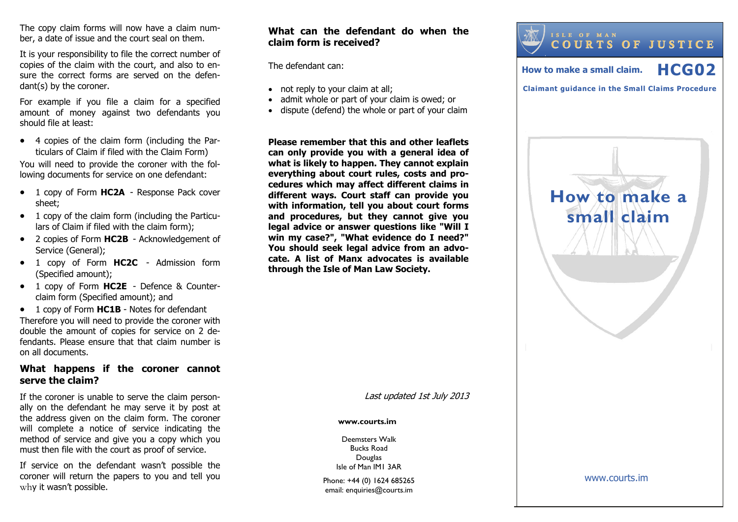The copy claim forms will now have a claim number, a date of issue and the court seal on them.

It is your responsibility to file the correct number of copies of the claim with the court, and also to ensure the correct forms are served on the defendant(s) by the coroner.

For example if you file a claim for a specified amount of money against two defendants you should file at least:

- 4 copies of the claim form (including the Particulars of Claim if filed with the Claim Form)

You will need to provide the coroner with the following documents for service on one defendant:

- 1 copy of Form **HC2A** - Response Pack cover sheet;
- 1 copy of the claim form (including the Particulars of Claim if filed with the claim form);
- 2 copies of Form **HC2B** - Acknowledgement of Service (General);
- 1 copy of Form **HC2C** - Admission form (Specified amount);
- 1 copy of Form **HC2E** - Defence & Counterclaim form (Specified amount); and
- 1 copy of Form **HC1B** - Notes for defendant

Therefore you will need to provide the coroner with double the amount of copies for service on 2 defendants. Please ensure that that claim number is on all documents.

## What happens if the coroner cannot serve the claim?

If the coroner is unable to serve the claim personally on the defendant he may serve it by post at the address given on the claim form. The coroner will complete a notice of service indicating the method of service and give you a copy which you must then file with the court as proof of service.

If service on the defendant wasn't possible the coroner will return the papers to you and tell you why it wasn't possible.

## What can the defendant do when the claim form is received?

The defendant can:

- not reply to your claim at all;
- admit whole or part of your claim is owed; or
- dispute (defend) the whole or part of your claim

**Please remember that this and other leaflets can only provide you with a general idea of what is likely to happen. They cannot explain everything about court rules, costs and procedures which may affect different claims in different ways. Court staff can provide you with information, tell you about court forms and procedures, but they cannot give you legal advice or answer questions like "Will I win my case?", "What evidence do I need?" You should seek legal advice from an advocate. A list of Manx advocates is available through the Isle of Man Law Society.**

*Last updated 1st July 2013*

**www.courts.im**

Deemsters Walk
Bucks Road
Douglas
Isle of Man IM1 3AR

Phone: +44 (0) 1624 685265
email: enquiries@courts.im

ISLE OF MAN
COURTS OF JUSTICE

**How to make a small claim.** **HCG02**

**Claimant guidance in the Small Claims Procedure**

# How to make a small claim

www.courts.im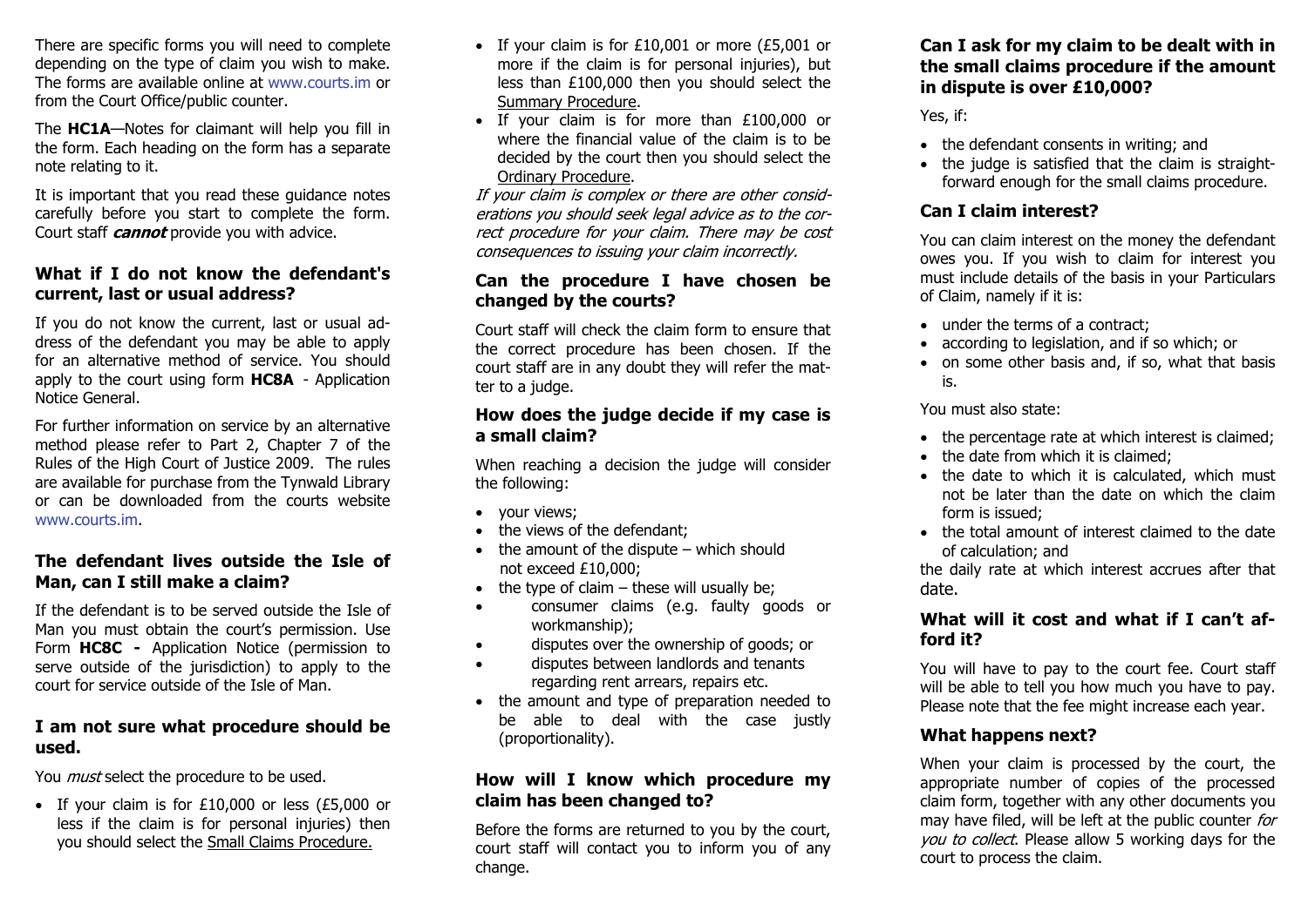There are specific forms you will need to complete depending on the type of claim you wish to make. The forms are available online at www.courts.im or from the Court Office/public counter.

The **HC1A**—Notes for claimant will help you fill in the form. Each heading on the form has a separate note relating to it.

It is important that you read these guidance notes carefully before you start to complete the form. Court staff ***cannot*** provide you with advice.

## What if I do not know the defendant's current, last or usual address?

If you do not know the current, last or usual address of the defendant you may be able to apply for an alternative method of service. You should apply to the court using form **HC8A** - Application Notice General.

For further information on service by an alternative method please refer to Part 2, Chapter 7 of the Rules of the High Court of Justice 2009. The rules are available for purchase from the Tynwald Library or can be downloaded from the courts website www.courts.im.

## The defendant lives outside the Isle of Man, can I still make a claim?

If the defendant is to be served outside the Isle of Man you must obtain the court's permission. Use Form **HC8C -** Application Notice (permission to serve outside of the jurisdiction) to apply to the court for service outside of the Isle of Man.

## I am not sure what procedure should be used.

You *must* select the procedure to be used.

- If your claim is for £10,000 or less (£5,000 or less if the claim is for personal injuries) then you should select the Small Claims Procedure.
- If your claim is for £10,001 or more (£5,001 or more if the claim is for personal injuries), but less than £100,000 then you should select the Summary Procedure.
- If your claim is for more than £100,000 or where the financial value of the claim is to be decided by the court then you should select the Ordinary Procedure.

*If your claim is complex or there are other considerations you should seek legal advice as to the correct procedure for your claim. There may be cost consequences to issuing your claim incorrectly.*

## Can the procedure I have chosen be changed by the courts?

Court staff will check the claim form to ensure that the correct procedure has been chosen. If the court staff are in any doubt they will refer the matter to a judge.

## How does the judge decide if my case is a small claim?

When reaching a decision the judge will consider the following:

- your views;
- the views of the defendant;
- the amount of the dispute – which should not exceed £10,000;
- the type of claim – these will usually be;
    - consumer claims (e.g. faulty goods or workmanship);
    - disputes over the ownership of goods; or
    - disputes between landlords and tenants regarding rent arrears, repairs etc.
- the amount and type of preparation needed to be able to deal with the case justly (proportionality).

## How will I know which procedure my claim has been changed to?

Before the forms are returned to you by the court, court staff will contact you to inform you of any change.

## Can I ask for my claim to be dealt with in the small claims procedure if the amount in dispute is over £10,000?

Yes, if:

- the defendant consents in writing; and
- the judge is satisfied that the claim is straightforward enough for the small claims procedure.

## Can I claim interest?

You can claim interest on the money the defendant owes you. If you wish to claim for interest you must include details of the basis in your Particulars of Claim, namely if it is:

- under the terms of a contract;
- according to legislation, and if so which; or
- on some other basis and, if so, what that basis is.

You must also state:

- the percentage rate at which interest is claimed;
- the date from which it is claimed;
- the date to which it is calculated, which must not be later than the date on which the claim form is issued;
- the total amount of interest claimed to the date of calculation; and

the daily rate at which interest accrues after that date.

## What will it cost and what if I can't afford it?

You will have to pay to the court fee. Court staff will be able to tell you how much you have to pay. Please note that the fee might increase each year.

## What happens next?

When your claim is processed by the court, the appropriate number of copies of the processed claim form, together with any other documents you may have filed, will be left at the public counter *for you to collect*. Please allow 5 working days for the court to process the claim.